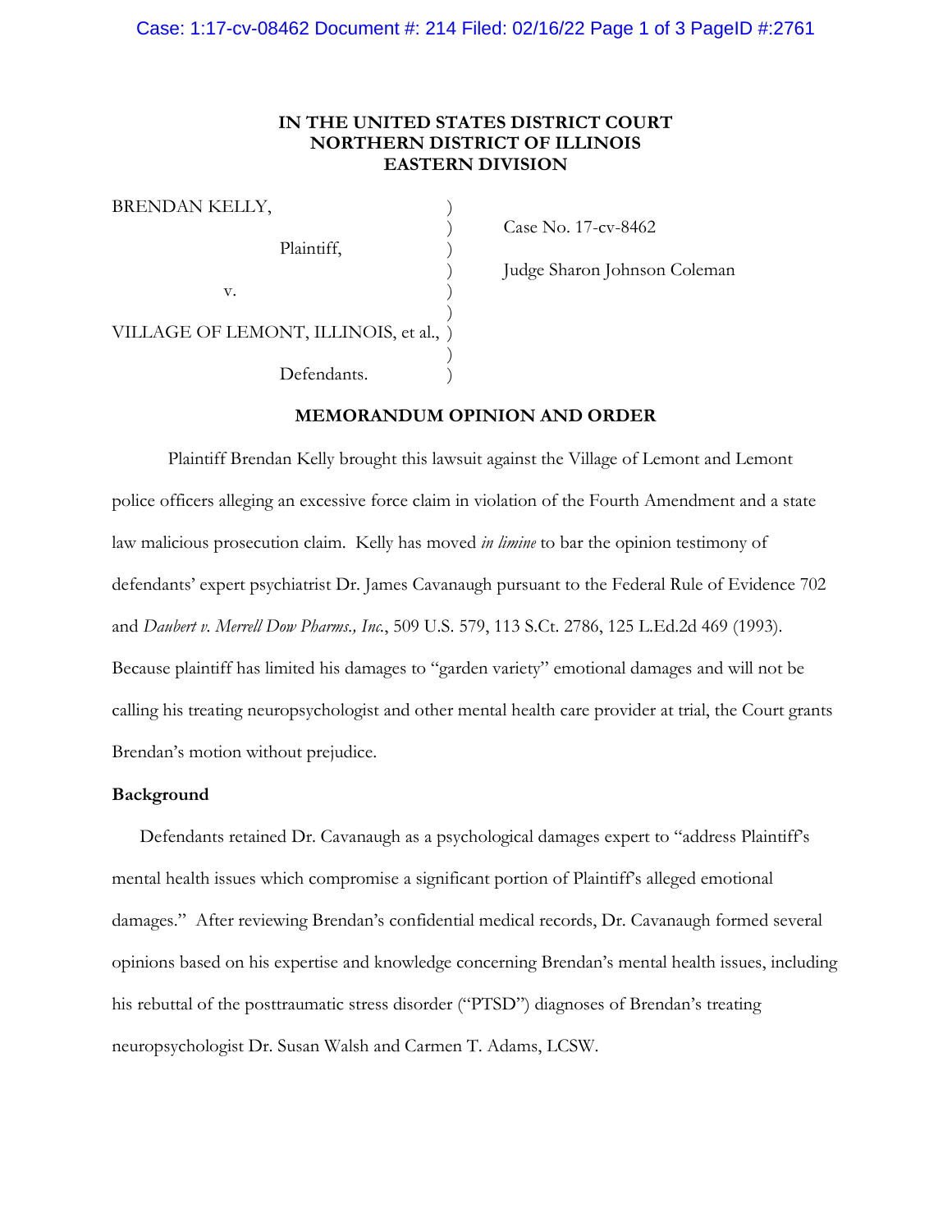**IN THE UNITED STATES DISTRICT COURT**
**NORTHERN DISTRICT OF ILLINOIS**
**EASTERN DIVISION**

BRENDAN KELLY, )
) Case No. 17-cv-8462
Plaintiff, )
) Judge Sharon Johnson Coleman
v. )
)
VILLAGE OF LEMONT, ILLINOIS, et al., )
)
Defendants. )

**MEMORANDUM OPINION AND ORDER**

Plaintiff Brendan Kelly brought this lawsuit against the Village of Lemont and Lemont police officers alleging an excessive force claim in violation of the Fourth Amendment and a state law malicious prosecution claim. Kelly has moved *in limine* to bar the opinion testimony of defendants' expert psychiatrist Dr. James Cavanaugh pursuant to the Federal Rule of Evidence 702 and *Daubert v. Merrell Dow Pharms., Inc.*, 509 U.S. 579, 113 S.Ct. 2786, 125 L.Ed.2d 469 (1993). Because plaintiff has limited his damages to "garden variety" emotional damages and will not be calling his treating neuropsychologist and other mental health care provider at trial, the Court grants Brendan's motion without prejudice.

**Background**

Defendants retained Dr. Cavanaugh as a psychological damages expert to "address Plaintiff's mental health issues which compromise a significant portion of Plaintiff's alleged emotional damages." After reviewing Brendan's confidential medical records, Dr. Cavanaugh formed several opinions based on his expertise and knowledge concerning Brendan's mental health issues, including his rebuttal of the posttraumatic stress disorder ("PTSD") diagnoses of Brendan's treating neuropsychologist Dr. Susan Walsh and Carmen T. Adams, LCSW.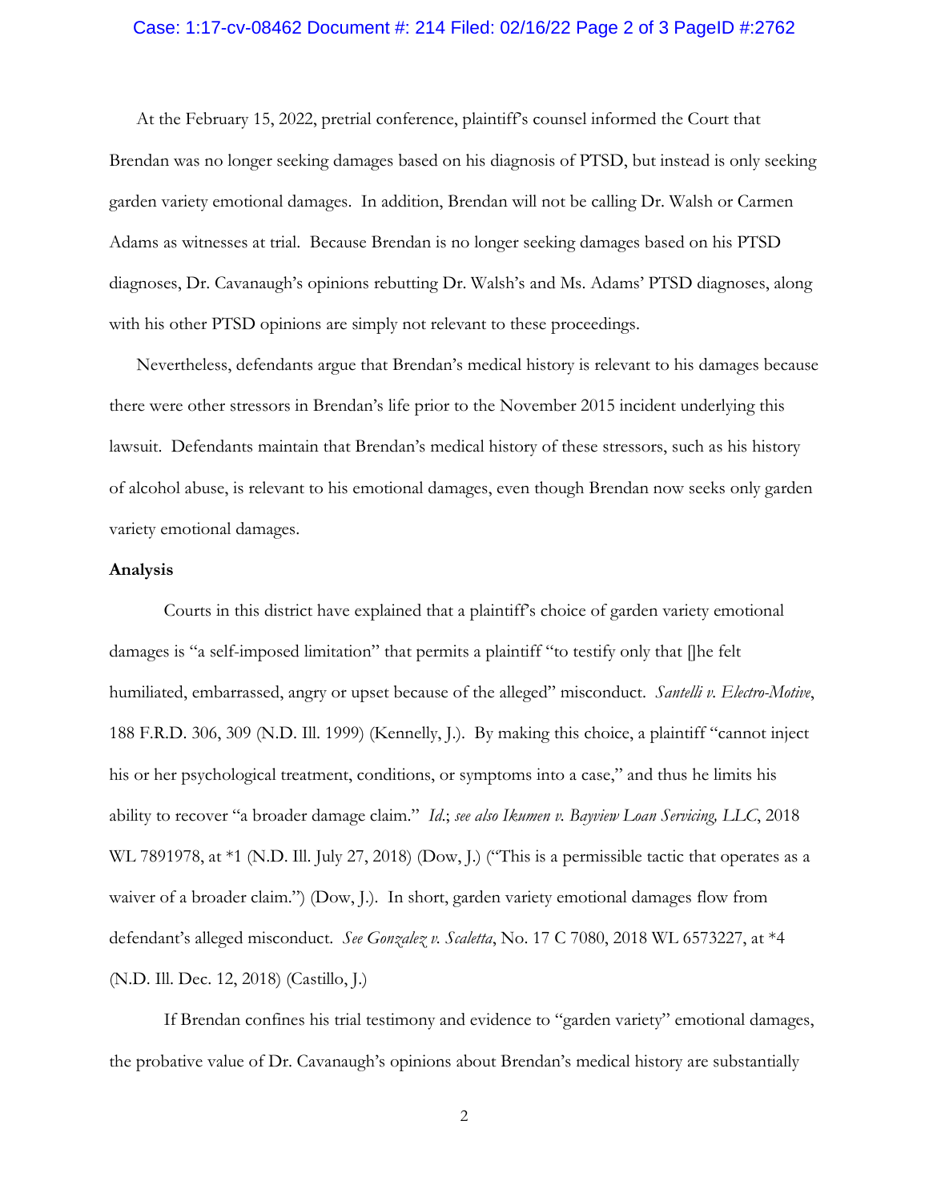At the February 15, 2022, pretrial conference, plaintiff's counsel informed the Court that Brendan was no longer seeking damages based on his diagnosis of PTSD, but instead is only seeking garden variety emotional damages. In addition, Brendan will not be calling Dr. Walsh or Carmen Adams as witnesses at trial. Because Brendan is no longer seeking damages based on his PTSD diagnoses, Dr. Cavanaugh's opinions rebutting Dr. Walsh's and Ms. Adams' PTSD diagnoses, along with his other PTSD opinions are simply not relevant to these proceedings.

Nevertheless, defendants argue that Brendan's medical history is relevant to his damages because there were other stressors in Brendan's life prior to the November 2015 incident underlying this lawsuit. Defendants maintain that Brendan's medical history of these stressors, such as his history of alcohol abuse, is relevant to his emotional damages, even though Brendan now seeks only garden variety emotional damages.

**Analysis**

Courts in this district have explained that a plaintiff's choice of garden variety emotional damages is "a self-imposed limitation" that permits a plaintiff "to testify only that []he felt humiliated, embarrassed, angry or upset because of the alleged" misconduct. *Santelli v. Electro-Motive*, 188 F.R.D. 306, 309 (N.D. Ill. 1999) (Kennelly, J.). By making this choice, a plaintiff "cannot inject his or her psychological treatment, conditions, or symptoms into a case," and thus he limits his ability to recover "a broader damage claim." *Id.*; *see also Ikumen v. Bayview Loan Servicing, LLC*, 2018 WL 7891978, at *1 (N.D. Ill. July 27, 2018) (Dow, J.) ("This is a permissible tactic that operates as a waiver of a broader claim.") (Dow, J.). In short, garden variety emotional damages flow from defendant's alleged misconduct. *See Gonzalez v. Scaletta*, No. 17 C 7080, 2018 WL 6573227, at *4 (N.D. Ill. Dec. 12, 2018) (Castillo, J.)

If Brendan confines his trial testimony and evidence to "garden variety" emotional damages, the probative value of Dr. Cavanaugh's opinions about Brendan's medical history are substantially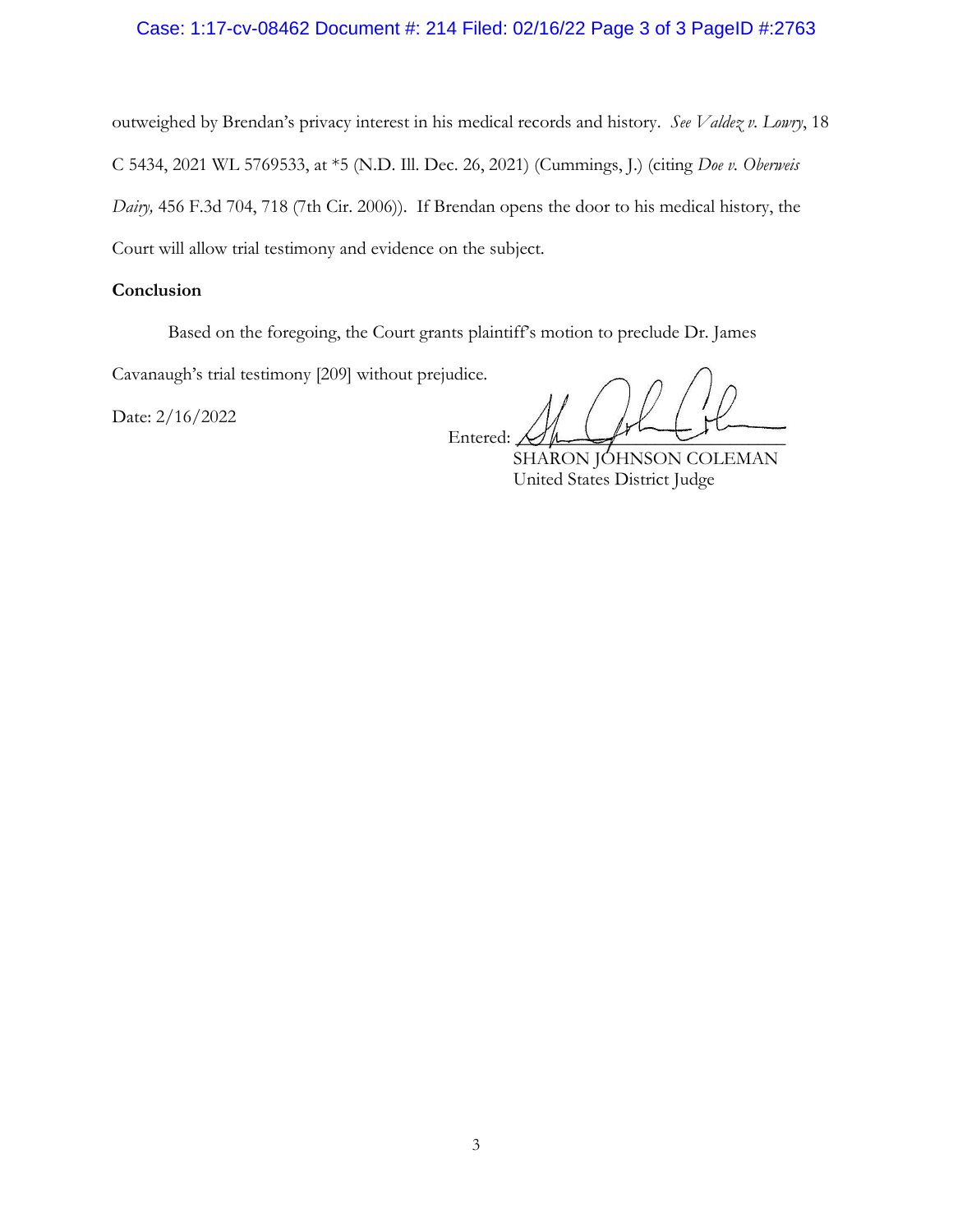outweighed by Brendan's privacy interest in his medical records and history. *See Valdez v. Lowry*, 18 C 5434, 2021 WL 5769533, at *5 (N.D. Ill. Dec. 26, 2021) (Cummings, J.) (citing *Doe v. Oberweis Dairy,* 456 F.3d 704, 718 (7th Cir. 2006)). If Brendan opens the door to his medical history, the Court will allow trial testimony and evidence on the subject.

**Conclusion**

Based on the foregoing, the Court grants plaintiff's motion to preclude Dr. James Cavanaugh's trial testimony [209] without prejudice.

Date: 2/16/2022

Entered: ______________________
SHARON JOHNSON COLEMAN
United States District Judge